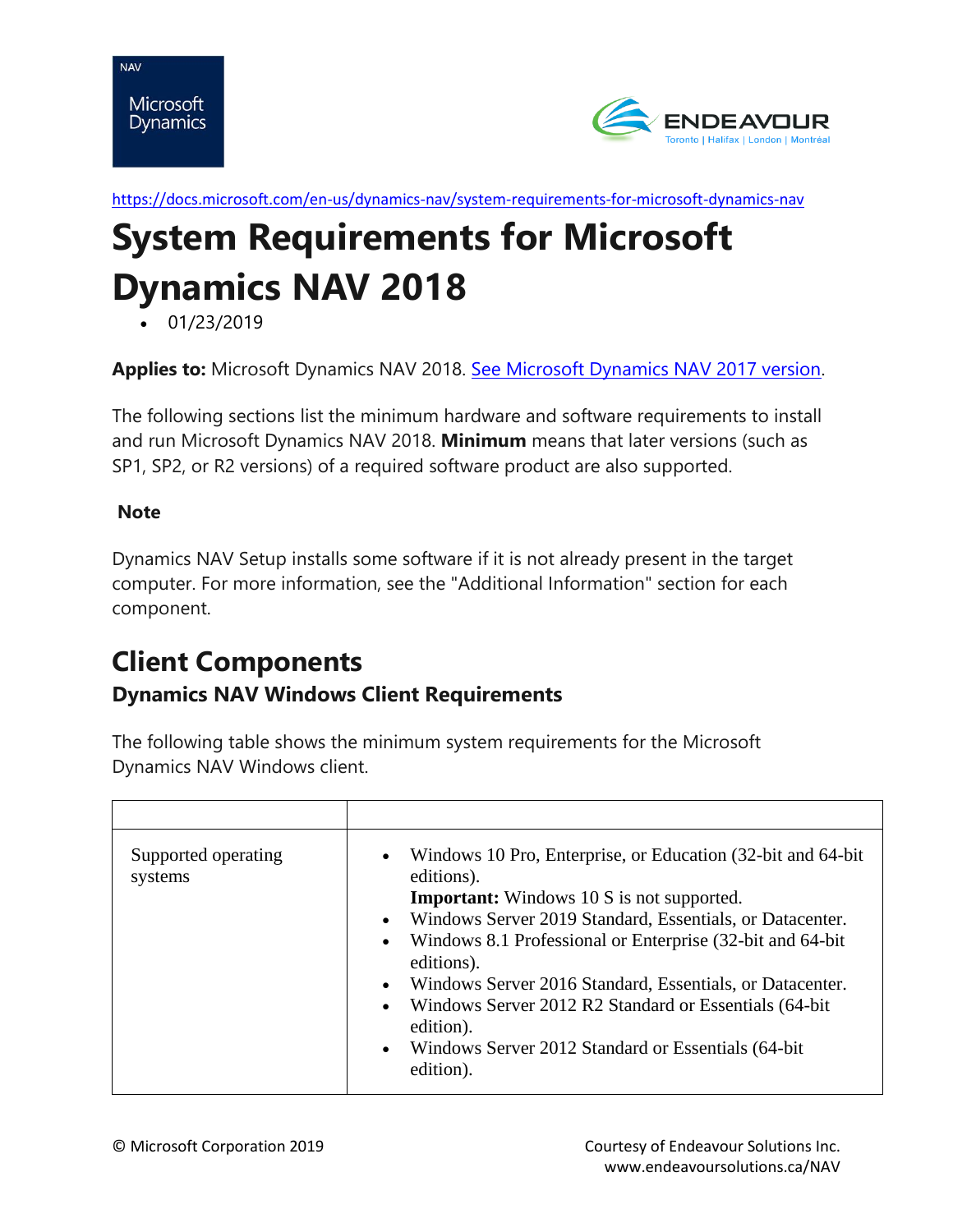https://docs.microsoft.com/en-us/dynamics-nav/system-requirements-for-microsoft-dynamics-nav

# System Requirements for Microsoft Dynamics NAV 2018

- 01/23/2019

**Applies to:** Microsoft Dynamics NAV 2018. See Microsoft Dynamics NAV 2017 version.

The following sections list the minimum hardware and software requirements to install and run Microsoft Dynamics NAV 2018. **Minimum** means that later versions (such as SP1, SP2, or R2 versions) of a required software product are also supported.

**Note**

Dynamics NAV Setup installs some software if it is not already present in the target computer. For more information, see the "Additional Information" section for each component.

## Client Components

### Dynamics NAV Windows Client Requirements

The following table shows the minimum system requirements for the Microsoft Dynamics NAV Windows client.

| | |
|---|---|
| Supported operating systems | • Windows 10 Pro, Enterprise, or Education (32-bit and 64-bit editions).<br>**Important:** Windows 10 S is not supported.<br>• Windows Server 2019 Standard, Essentials, or Datacenter.<br>• Windows 8.1 Professional or Enterprise (32-bit and 64-bit editions).<br>• Windows Server 2016 Standard, Essentials, or Datacenter.<br>• Windows Server 2012 R2 Standard or Essentials (64-bit edition).<br>• Windows Server 2012 Standard or Essentials (64-bit edition). |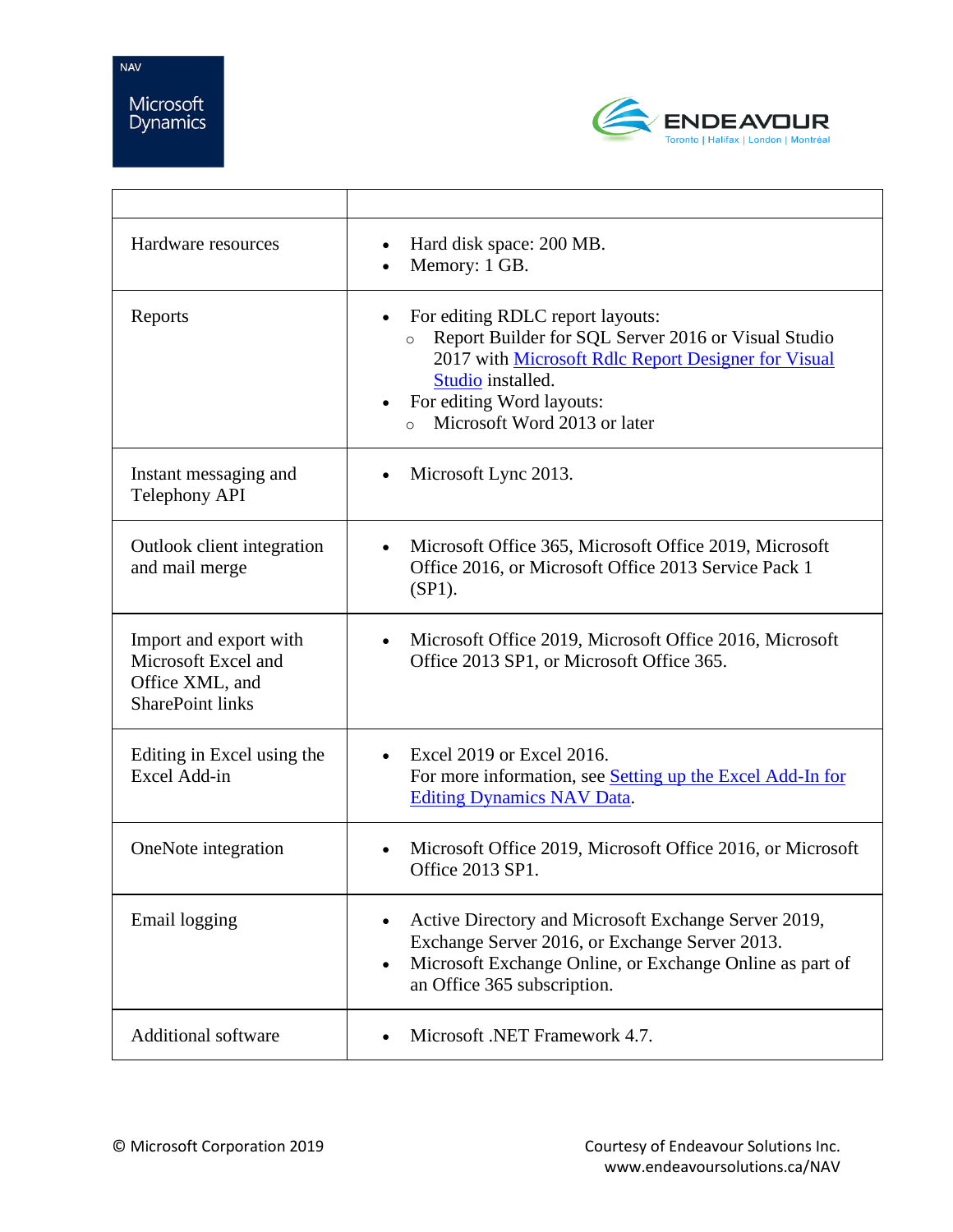| | |
|---|---|
| Hardware resources | • Hard disk space: 200 MB.<br>• Memory: 1 GB. |
| Reports | • For editing RDLC report layouts:<br>  ○ Report Builder for SQL Server 2016 or Visual Studio 2017 with [Microsoft Rdlc Report Designer for Visual Studio]() installed.<br>• For editing Word layouts:<br>  ○ Microsoft Word 2013 or later |
| Instant messaging and Telephony API | • Microsoft Lync 2013. |
| Outlook client integration and mail merge | • Microsoft Office 365, Microsoft Office 2019, Microsoft Office 2016, or Microsoft Office 2013 Service Pack 1 (SP1). |
| Import and export with Microsoft Excel and Office XML, and SharePoint links | • Microsoft Office 2019, Microsoft Office 2016, Microsoft Office 2013 SP1, or Microsoft Office 365. |
| Editing in Excel using the Excel Add-in | • Excel 2019 or Excel 2016.<br>For more information, see [Setting up the Excel Add-In for Editing Dynamics NAV Data](). |
| OneNote integration | • Microsoft Office 2019, Microsoft Office 2016, or Microsoft Office 2013 SP1. |
| Email logging | • Active Directory and Microsoft Exchange Server 2019, Exchange Server 2016, or Exchange Server 2013.<br>• Microsoft Exchange Online, or Exchange Online as part of an Office 365 subscription. |
| Additional software | • Microsoft .NET Framework 4.7. |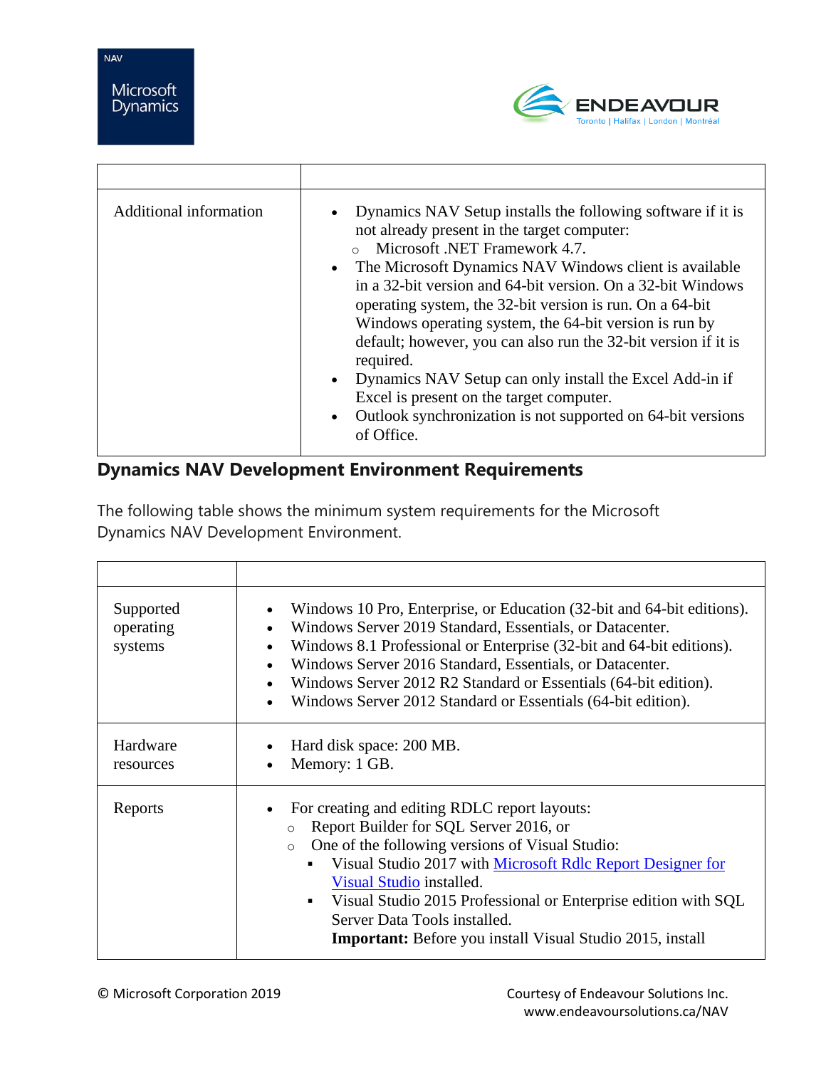| | |
|---|---|
| Additional information | • Dynamics NAV Setup installs the following software if it is not already present in the target computer:<br>  ○ Microsoft .NET Framework 4.7.<br>• The Microsoft Dynamics NAV Windows client is available in a 32-bit version and 64-bit version. On a 32-bit Windows operating system, the 32-bit version is run. On a 64-bit Windows operating system, the 64-bit version is run by default; however, you can also run the 32-bit version if it is required.<br>• Dynamics NAV Setup can only install the Excel Add-in if Excel is present on the target computer.<br>• Outlook synchronization is not supported on 64-bit versions of Office. |

## Dynamics NAV Development Environment Requirements

The following table shows the minimum system requirements for the Microsoft Dynamics NAV Development Environment.

| | |
|---|---|
| Supported operating systems | • Windows 10 Pro, Enterprise, or Education (32-bit and 64-bit editions).<br>• Windows Server 2019 Standard, Essentials, or Datacenter.<br>• Windows 8.1 Professional or Enterprise (32-bit and 64-bit editions).<br>• Windows Server 2016 Standard, Essentials, or Datacenter.<br>• Windows Server 2012 R2 Standard or Essentials (64-bit edition).<br>• Windows Server 2012 Standard or Essentials (64-bit edition). |
| Hardware resources | • Hard disk space: 200 MB.<br>• Memory: 1 GB. |
| Reports | • For creating and editing RDLC report layouts:<br>  ○ Report Builder for SQL Server 2016, or<br>  ○ One of the following versions of Visual Studio:<br>    ▪ Visual Studio 2017 with Microsoft Rdlc Report Designer for Visual Studio installed.<br>    ▪ Visual Studio 2015 Professional or Enterprise edition with SQL Server Data Tools installed.<br>    **Important:** Before you install Visual Studio 2015, install |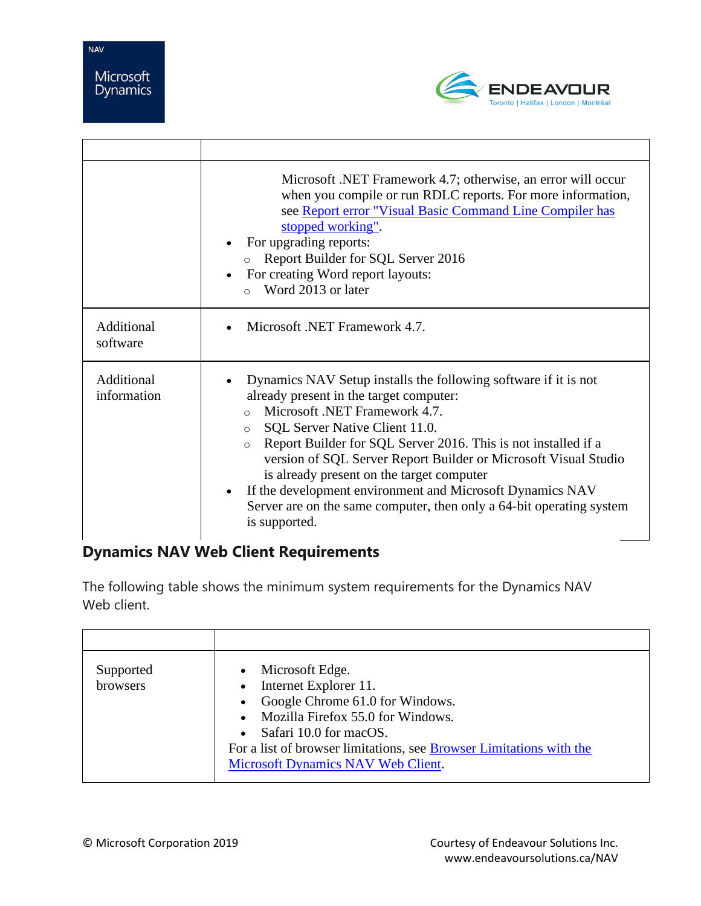| | |
|---|---|
| | Microsoft .NET Framework 4.7; otherwise, an error will occur when you compile or run RDLC reports. For more information, see [Report error "Visual Basic Command Line Compiler has stopped working"](). <br>• For upgrading reports: <br>  ○ Report Builder for SQL Server 2016 <br>• For creating Word report layouts: <br>  ○ Word 2013 or later |
| Additional software | • Microsoft .NET Framework 4.7. |
| Additional information | • Dynamics NAV Setup installs the following software if it is not already present in the target computer: <br>  ○ Microsoft .NET Framework 4.7. <br>  ○ SQL Server Native Client 11.0. <br>  ○ Report Builder for SQL Server 2016. This is not installed if a version of SQL Server Report Builder or Microsoft Visual Studio is already present on the target computer <br>• If the development environment and Microsoft Dynamics NAV Server are on the same computer, then only a 64-bit operating system is supported. |

## Dynamics NAV Web Client Requirements

The following table shows the minimum system requirements for the Dynamics NAV Web client.

| | |
|---|---|
| Supported browsers | • Microsoft Edge. <br>• Internet Explorer 11. <br>• Google Chrome 61.0 for Windows. <br>• Mozilla Firefox 55.0 for Windows. <br>• Safari 10.0 for macOS. <br>For a list of browser limitations, see [Browser Limitations with the Microsoft Dynamics NAV Web Client](). |

© Microsoft Corporation 2019

Courtesy of Endeavour Solutions Inc.
www.endeavoursolutions.ca/NAV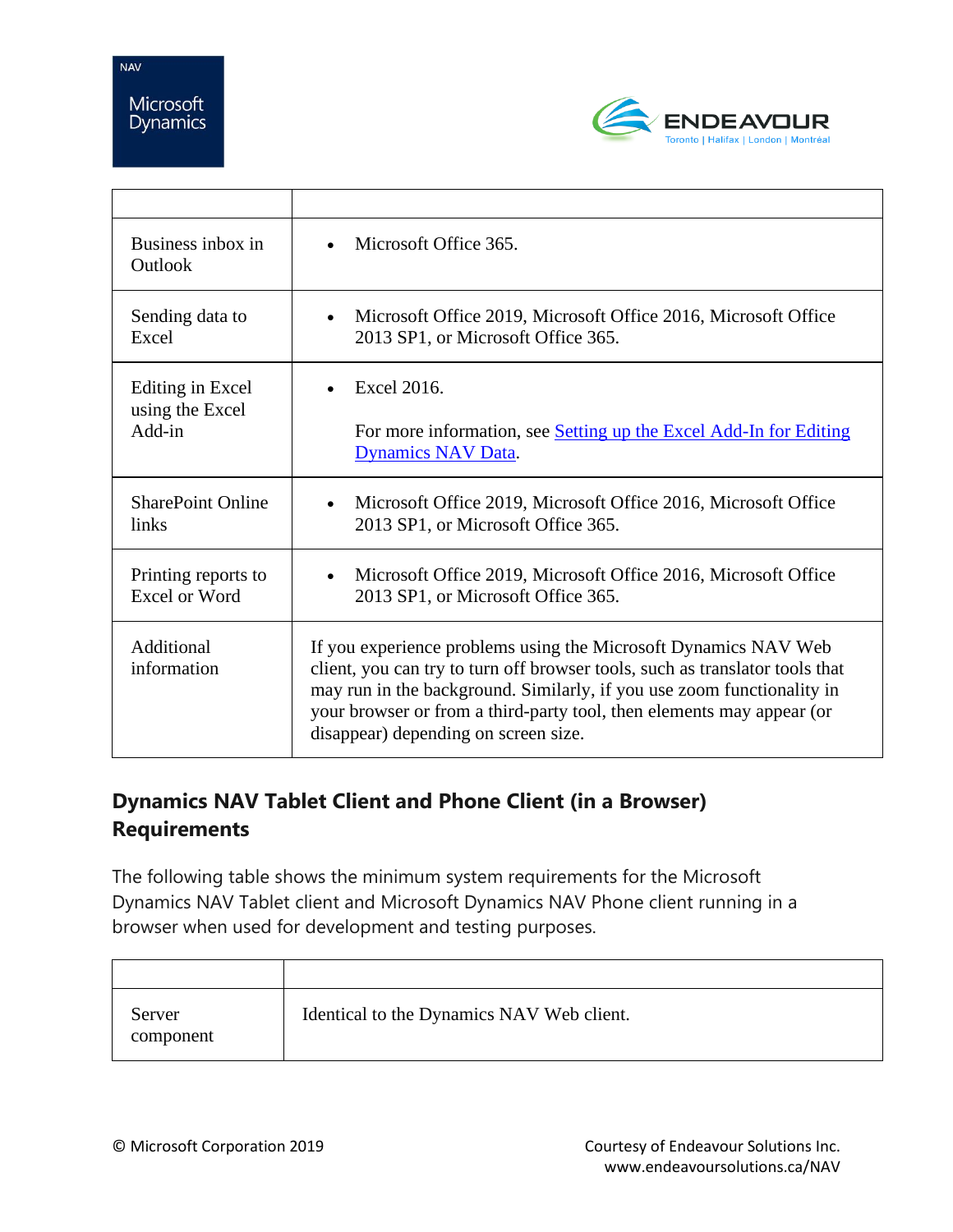| | |
|---|---|
| Business inbox in Outlook | • Microsoft Office 365. |
| Sending data to Excel | • Microsoft Office 2019, Microsoft Office 2016, Microsoft Office 2013 SP1, or Microsoft Office 365. |
| Editing in Excel using the Excel Add-in | • Excel 2016.<br><br>For more information, see Setting up the Excel Add-In for Editing Dynamics NAV Data. |
| SharePoint Online links | • Microsoft Office 2019, Microsoft Office 2016, Microsoft Office 2013 SP1, or Microsoft Office 365. |
| Printing reports to Excel or Word | • Microsoft Office 2019, Microsoft Office 2016, Microsoft Office 2013 SP1, or Microsoft Office 365. |
| Additional information | If you experience problems using the Microsoft Dynamics NAV Web client, you can try to turn off browser tools, such as translator tools that may run in the background. Similarly, if you use zoom functionality in your browser or from a third-party tool, then elements may appear (or disappear) depending on screen size. |

## Dynamics NAV Tablet Client and Phone Client (in a Browser) Requirements

The following table shows the minimum system requirements for the Microsoft Dynamics NAV Tablet client and Microsoft Dynamics NAV Phone client running in a browser when used for development and testing purposes.

| | |
|---|---|
| Server component | Identical to the Dynamics NAV Web client. |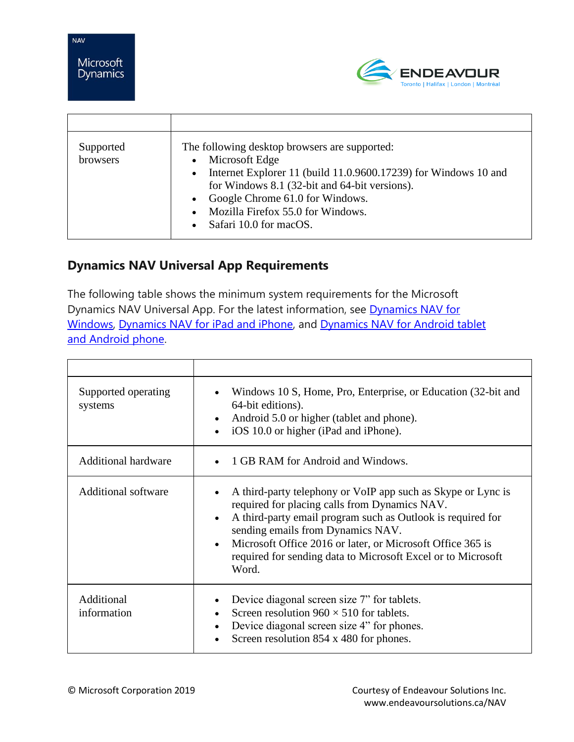| | |
|---|---|
| Supported browsers | The following desktop browsers are supported:<br>• Microsoft Edge<br>• Internet Explorer 11 (build 11.0.9600.17239) for Windows 10 and for Windows 8.1 (32-bit and 64-bit versions).<br>• Google Chrome 61.0 for Windows.<br>• Mozilla Firefox 55.0 for Windows.<br>• Safari 10.0 for macOS. |

## Dynamics NAV Universal App Requirements

The following table shows the minimum system requirements for the Microsoft Dynamics NAV Universal App. For the latest information, see Dynamics NAV for Windows, Dynamics NAV for iPad and iPhone, and Dynamics NAV for Android tablet and Android phone.

| | |
|---|---|
| Supported operating systems | • Windows 10 S, Home, Pro, Enterprise, or Education (32-bit and 64-bit editions).<br>• Android 5.0 or higher (tablet and phone).<br>• iOS 10.0 or higher (iPad and iPhone). |
| Additional hardware | • 1 GB RAM for Android and Windows. |
| Additional software | • A third-party telephony or VoIP app such as Skype or Lync is required for placing calls from Dynamics NAV.<br>• A third-party email program such as Outlook is required for sending emails from Dynamics NAV.<br>• Microsoft Office 2016 or later, or Microsoft Office 365 is required for sending data to Microsoft Excel or to Microsoft Word. |
| Additional information | • Device diagonal screen size 7" for tablets.<br>• Screen resolution 960 × 510 for tablets.<br>• Device diagonal screen size 4" for phones.<br>• Screen resolution 854 x 480 for phones. |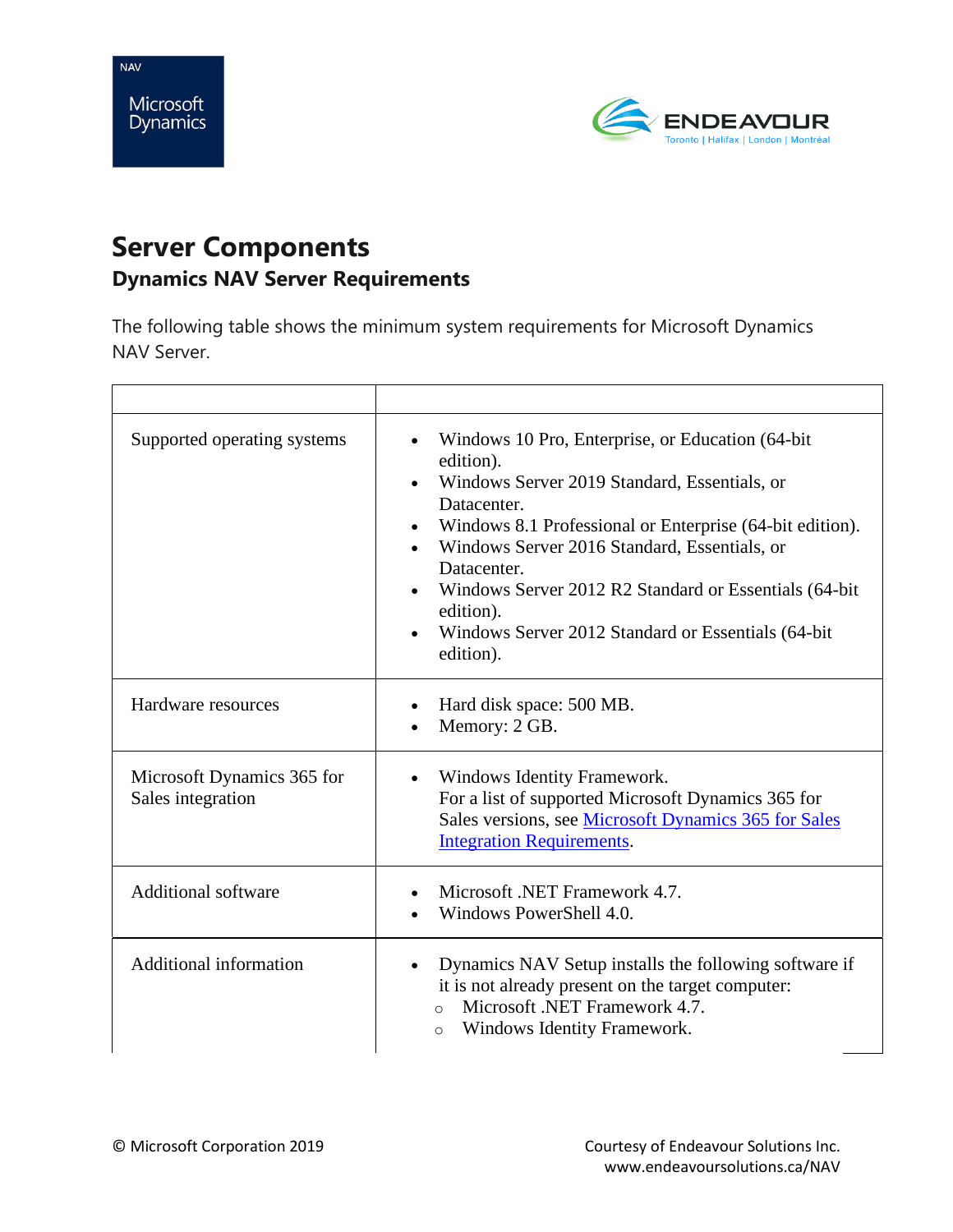# Server Components

## Dynamics NAV Server Requirements

The following table shows the minimum system requirements for Microsoft Dynamics NAV Server.

| | |
|---|---|
| Supported operating systems | • Windows 10 Pro, Enterprise, or Education (64-bit edition).<br>• Windows Server 2019 Standard, Essentials, or Datacenter.<br>• Windows 8.1 Professional or Enterprise (64-bit edition).<br>• Windows Server 2016 Standard, Essentials, or Datacenter.<br>• Windows Server 2012 R2 Standard or Essentials (64-bit edition).<br>• Windows Server 2012 Standard or Essentials (64-bit edition). |
| Hardware resources | • Hard disk space: 500 MB.<br>• Memory: 2 GB. |
| Microsoft Dynamics 365 for Sales integration | • Windows Identity Framework.<br>For a list of supported Microsoft Dynamics 365 for Sales versions, see [Microsoft Dynamics 365 for Sales Integration Requirements](). |
| Additional software | • Microsoft .NET Framework 4.7.<br>• Windows PowerShell 4.0. |
| Additional information | • Dynamics NAV Setup installs the following software if it is not already present on the target computer:<br>  ○ Microsoft .NET Framework 4.7.<br>  ○ Windows Identity Framework. |

© Microsoft Corporation 2019

Courtesy of Endeavour Solutions Inc.
www.endeavoursolutions.ca/NAV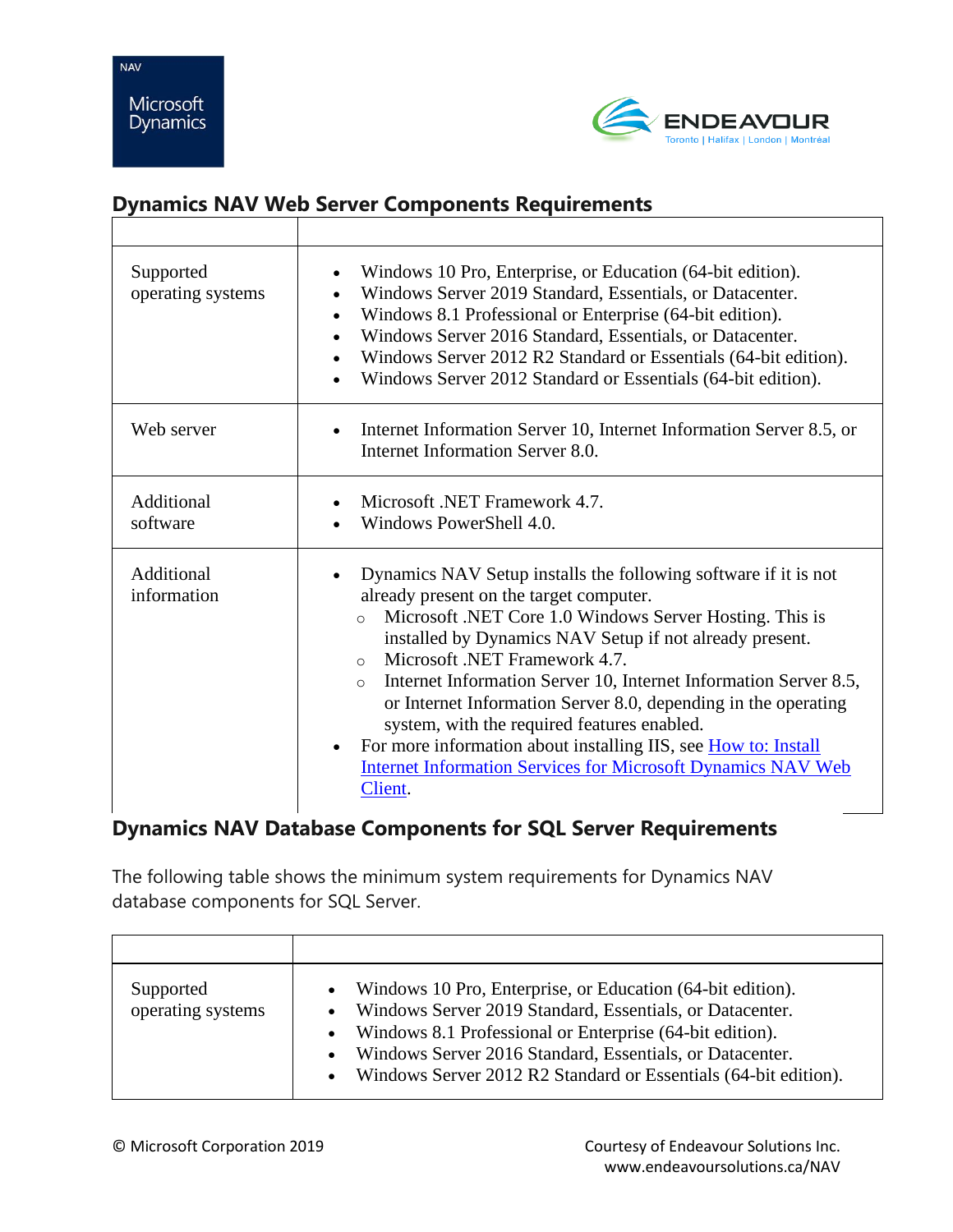## Dynamics NAV Web Server Components Requirements

| | |
|---|---|
| Supported operating systems | • Windows 10 Pro, Enterprise, or Education (64-bit edition).<br>• Windows Server 2019 Standard, Essentials, or Datacenter.<br>• Windows 8.1 Professional or Enterprise (64-bit edition).<br>• Windows Server 2016 Standard, Essentials, or Datacenter.<br>• Windows Server 2012 R2 Standard or Essentials (64-bit edition).<br>• Windows Server 2012 Standard or Essentials (64-bit edition). |
| Web server | • Internet Information Server 10, Internet Information Server 8.5, or Internet Information Server 8.0. |
| Additional software | • Microsoft .NET Framework 4.7.<br>• Windows PowerShell 4.0. |
| Additional information | • Dynamics NAV Setup installs the following software if it is not already present on the target computer.<br>  ○ Microsoft .NET Core 1.0 Windows Server Hosting. This is installed by Dynamics NAV Setup if not already present.<br>  ○ Microsoft .NET Framework 4.7.<br>  ○ Internet Information Server 10, Internet Information Server 8.5, or Internet Information Server 8.0, depending in the operating system, with the required features enabled.<br>• For more information about installing IIS, see How to: Install Internet Information Services for Microsoft Dynamics NAV Web Client. |

## Dynamics NAV Database Components for SQL Server Requirements

The following table shows the minimum system requirements for Dynamics NAV database components for SQL Server.

| | |
|---|---|
| Supported operating systems | • Windows 10 Pro, Enterprise, or Education (64-bit edition).<br>• Windows Server 2019 Standard, Essentials, or Datacenter.<br>• Windows 8.1 Professional or Enterprise (64-bit edition).<br>• Windows Server 2016 Standard, Essentials, or Datacenter.<br>• Windows Server 2012 R2 Standard or Essentials (64-bit edition). |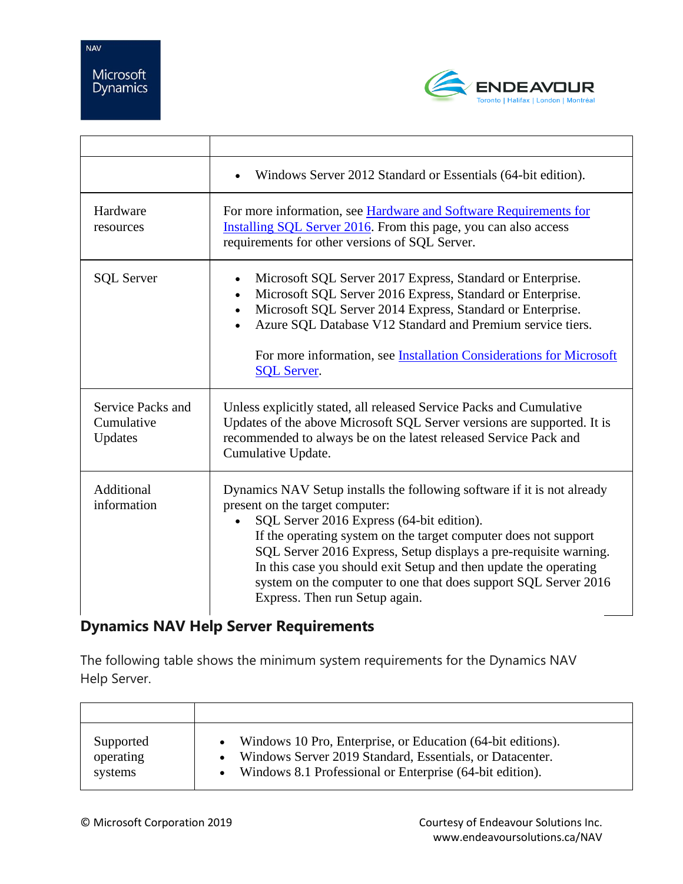| | |
|---|---|
| | • Windows Server 2012 Standard or Essentials (64-bit edition). |
| Hardware resources | For more information, see [Hardware and Software Requirements for Installing SQL Server 2016](). From this page, you can also access requirements for other versions of SQL Server. |
| SQL Server | • Microsoft SQL Server 2017 Express, Standard or Enterprise.<br>• Microsoft SQL Server 2016 Express, Standard or Enterprise.<br>• Microsoft SQL Server 2014 Express, Standard or Enterprise.<br>• Azure SQL Database V12 Standard and Premium service tiers.<br><br>For more information, see [Installation Considerations for Microsoft SQL Server](). |
| Service Packs and Cumulative Updates | Unless explicitly stated, all released Service Packs and Cumulative Updates of the above Microsoft SQL Server versions are supported. It is recommended to always be on the latest released Service Pack and Cumulative Update. |
| Additional information | Dynamics NAV Setup installs the following software if it is not already present on the target computer:<br>• SQL Server 2016 Express (64-bit edition).<br>If the operating system on the target computer does not support SQL Server 2016 Express, Setup displays a pre-requisite warning. In this case you should exit Setup and then update the operating system on the computer to one that does support SQL Server 2016 Express. Then run Setup again. |

## Dynamics NAV Help Server Requirements

The following table shows the minimum system requirements for the Dynamics NAV Help Server.

| | |
|---|---|
| Supported operating systems | • Windows 10 Pro, Enterprise, or Education (64-bit editions).<br>• Windows Server 2019 Standard, Essentials, or Datacenter.<br>• Windows 8.1 Professional or Enterprise (64-bit edition). |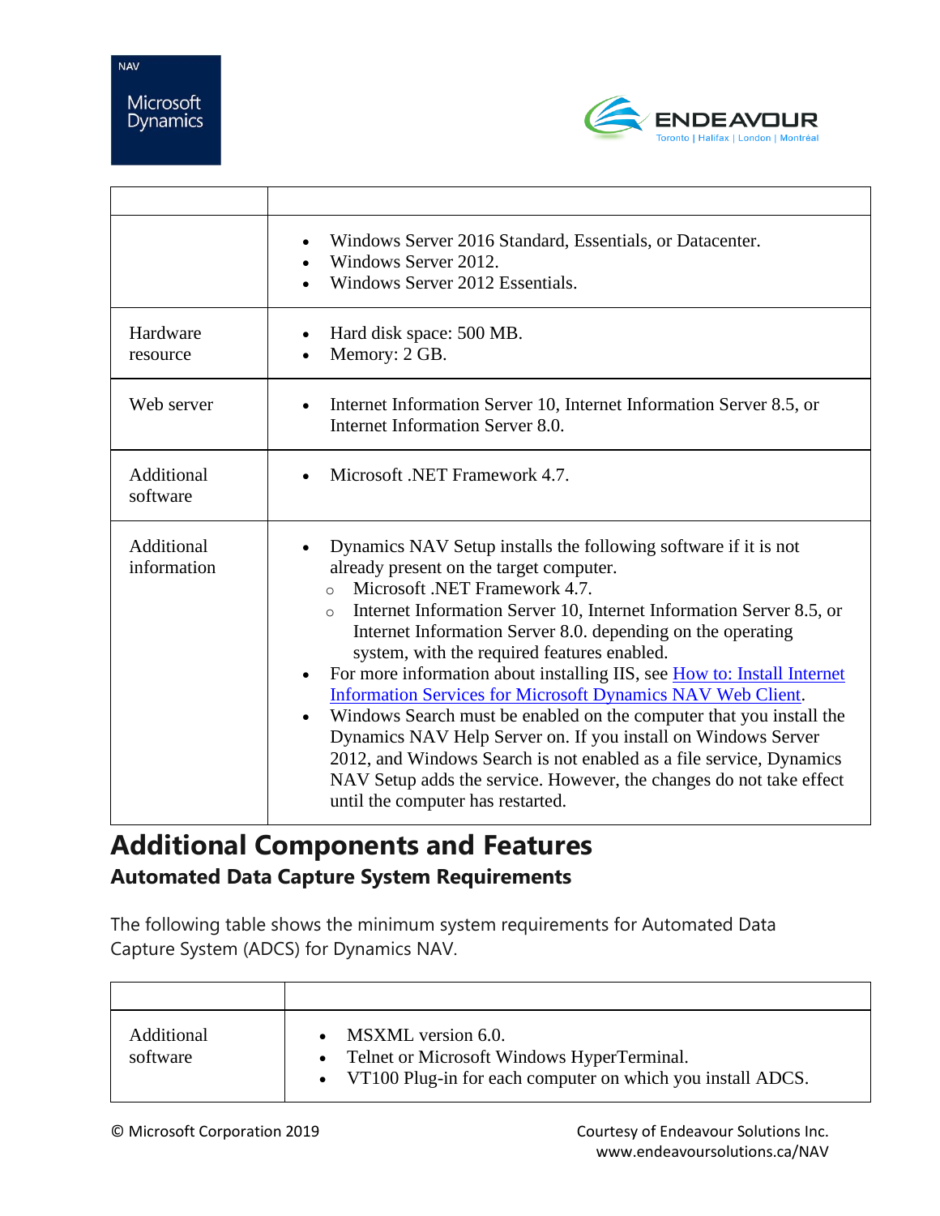| | |
|---|---|
| | • Windows Server 2016 Standard, Essentials, or Datacenter.<br>• Windows Server 2012.<br>• Windows Server 2012 Essentials. |
| Hardware resource | • Hard disk space: 500 MB.<br>• Memory: 2 GB. |
| Web server | • Internet Information Server 10, Internet Information Server 8.5, or Internet Information Server 8.0. |
| Additional software | • Microsoft .NET Framework 4.7. |
| Additional information | • Dynamics NAV Setup installs the following software if it is not already present on the target computer.<br>  ○ Microsoft .NET Framework 4.7.<br>  ○ Internet Information Server 10, Internet Information Server 8.5, or Internet Information Server 8.0. depending on the operating system, with the required features enabled.<br>• For more information about installing IIS, see How to: Install Internet Information Services for Microsoft Dynamics NAV Web Client.<br>• Windows Search must be enabled on the computer that you install the Dynamics NAV Help Server on. If you install on Windows Server 2012, and Windows Search is not enabled as a file service, Dynamics NAV Setup adds the service. However, the changes do not take effect until the computer has restarted. |

# Additional Components and Features

## Automated Data Capture System Requirements

The following table shows the minimum system requirements for Automated Data Capture System (ADCS) for Dynamics NAV.

| | |
|---|---|
| Additional software | • MSXML version 6.0.<br>• Telnet or Microsoft Windows HyperTerminal.<br>• VT100 Plug-in for each computer on which you install ADCS. |

© Microsoft Corporation 2019

Courtesy of Endeavour Solutions Inc.
www.endeavoursolutions.ca/NAV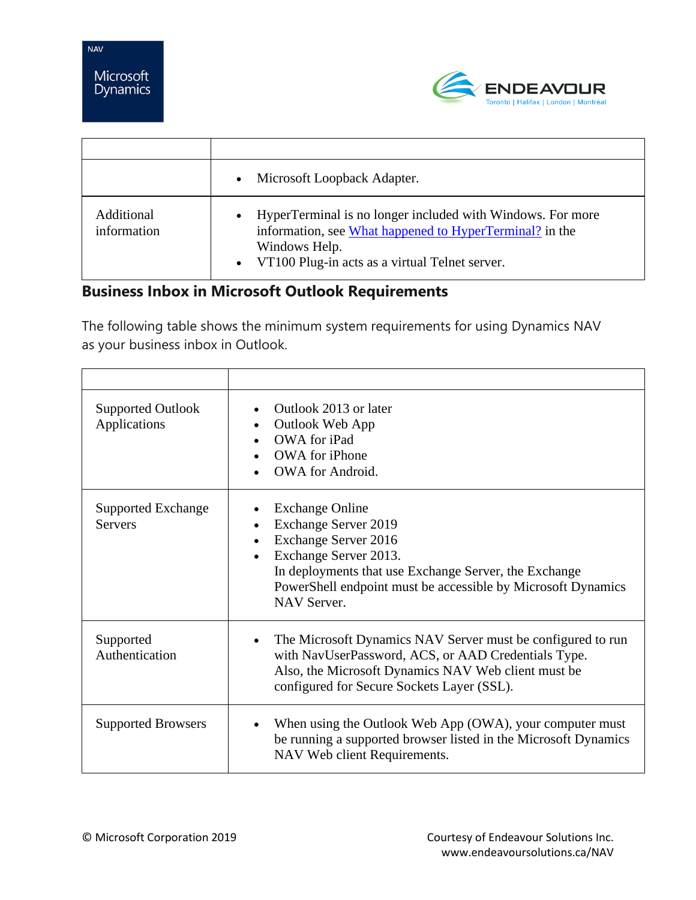| | |
|---|---|
| | • Microsoft Loopback Adapter. |
| Additional information | • HyperTerminal is no longer included with Windows. For more information, see [What happened to HyperTerminal?]() in the Windows Help.<br>• VT100 Plug-in acts as a virtual Telnet server. |

## Business Inbox in Microsoft Outlook Requirements

The following table shows the minimum system requirements for using Dynamics NAV as your business inbox in Outlook.

| | |
|---|---|
| Supported Outlook Applications | • Outlook 2013 or later<br>• Outlook Web App<br>• OWA for iPad<br>• OWA for iPhone<br>• OWA for Android. |
| Supported Exchange Servers | • Exchange Online<br>• Exchange Server 2019<br>• Exchange Server 2016<br>• Exchange Server 2013.<br>In deployments that use Exchange Server, the Exchange PowerShell endpoint must be accessible by Microsoft Dynamics NAV Server. |
| Supported Authentication | • The Microsoft Dynamics NAV Server must be configured to run with NavUserPassword, ACS, or AAD Credentials Type. Also, the Microsoft Dynamics NAV Web client must be configured for Secure Sockets Layer (SSL). |
| Supported Browsers | • When using the Outlook Web App (OWA), your computer must be running a supported browser listed in the Microsoft Dynamics NAV Web client Requirements. |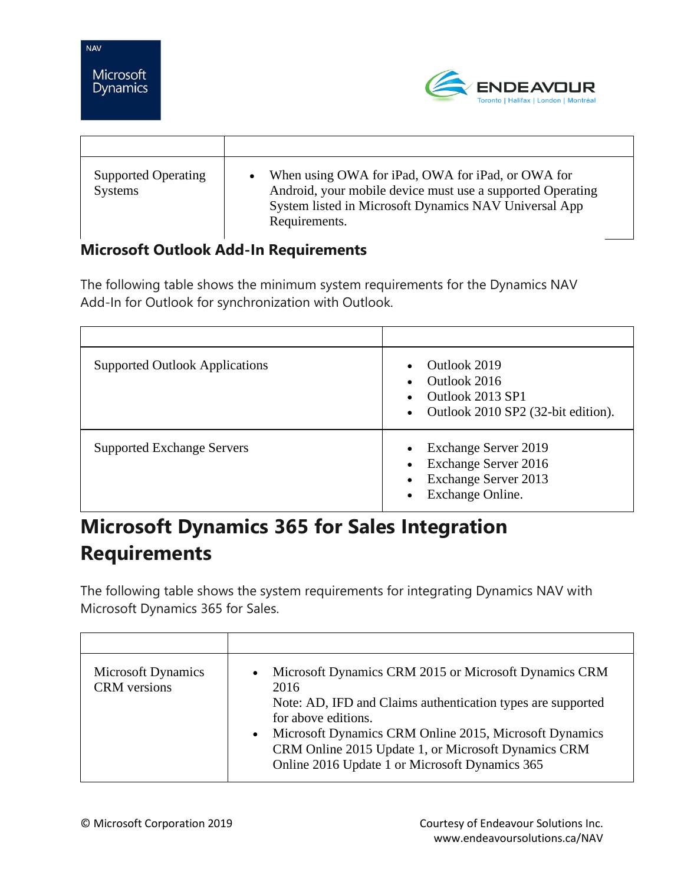| | |
|---|---|
| Supported Operating Systems | • When using OWA for iPad, OWA for iPad, or OWA for Android, your mobile device must use a supported Operating System listed in Microsoft Dynamics NAV Universal App Requirements. |

### Microsoft Outlook Add-In Requirements

The following table shows the minimum system requirements for the Dynamics NAV Add-In for Outlook for synchronization with Outlook.

| | |
|---|---|
| Supported Outlook Applications | • Outlook 2019<br>• Outlook 2016<br>• Outlook 2013 SP1<br>• Outlook 2010 SP2 (32-bit edition). |
| Supported Exchange Servers | • Exchange Server 2019<br>• Exchange Server 2016<br>• Exchange Server 2013<br>• Exchange Online. |

## Microsoft Dynamics 365 for Sales Integration Requirements

The following table shows the system requirements for integrating Dynamics NAV with Microsoft Dynamics 365 for Sales.

| | |
|---|---|
| Microsoft Dynamics CRM versions | • Microsoft Dynamics CRM 2015 or Microsoft Dynamics CRM 2016<br>Note: AD, IFD and Claims authentication types are supported for above editions.<br>• Microsoft Dynamics CRM Online 2015, Microsoft Dynamics CRM Online 2015 Update 1, or Microsoft Dynamics CRM Online 2016 Update 1 or Microsoft Dynamics 365 |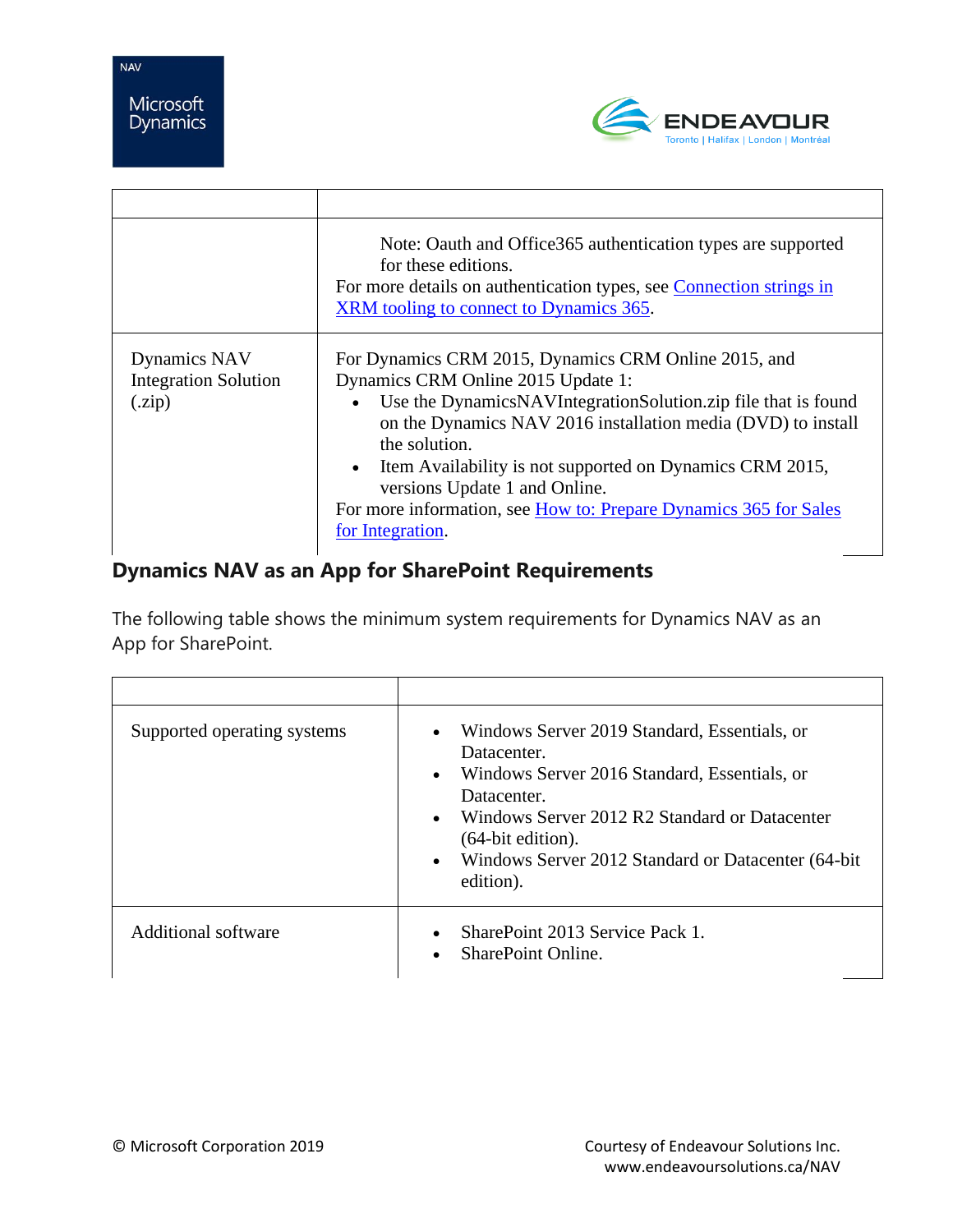| | |
|---|---|
| | Note: Oauth and Office365 authentication types are supported for these editions.<br>For more details on authentication types, see [Connection strings in XRM tooling to connect to Dynamics 365](). |
| Dynamics NAV Integration Solution (.zip) | For Dynamics CRM 2015, Dynamics CRM Online 2015, and Dynamics CRM Online 2015 Update 1:<br>• Use the DynamicsNAVIntegrationSolution.zip file that is found on the Dynamics NAV 2016 installation media (DVD) to install the solution.<br>• Item Availability is not supported on Dynamics CRM 2015, versions Update 1 and Online.<br>For more information, see [How to: Prepare Dynamics 365 for Sales for Integration](). |

## Dynamics NAV as an App for SharePoint Requirements

The following table shows the minimum system requirements for Dynamics NAV as an App for SharePoint.

| | |
|---|---|
| Supported operating systems | • Windows Server 2019 Standard, Essentials, or Datacenter.<br>• Windows Server 2016 Standard, Essentials, or Datacenter.<br>• Windows Server 2012 R2 Standard or Datacenter (64-bit edition).<br>• Windows Server 2012 Standard or Datacenter (64-bit edition). |
| Additional software | • SharePoint 2013 Service Pack 1.<br>• SharePoint Online. |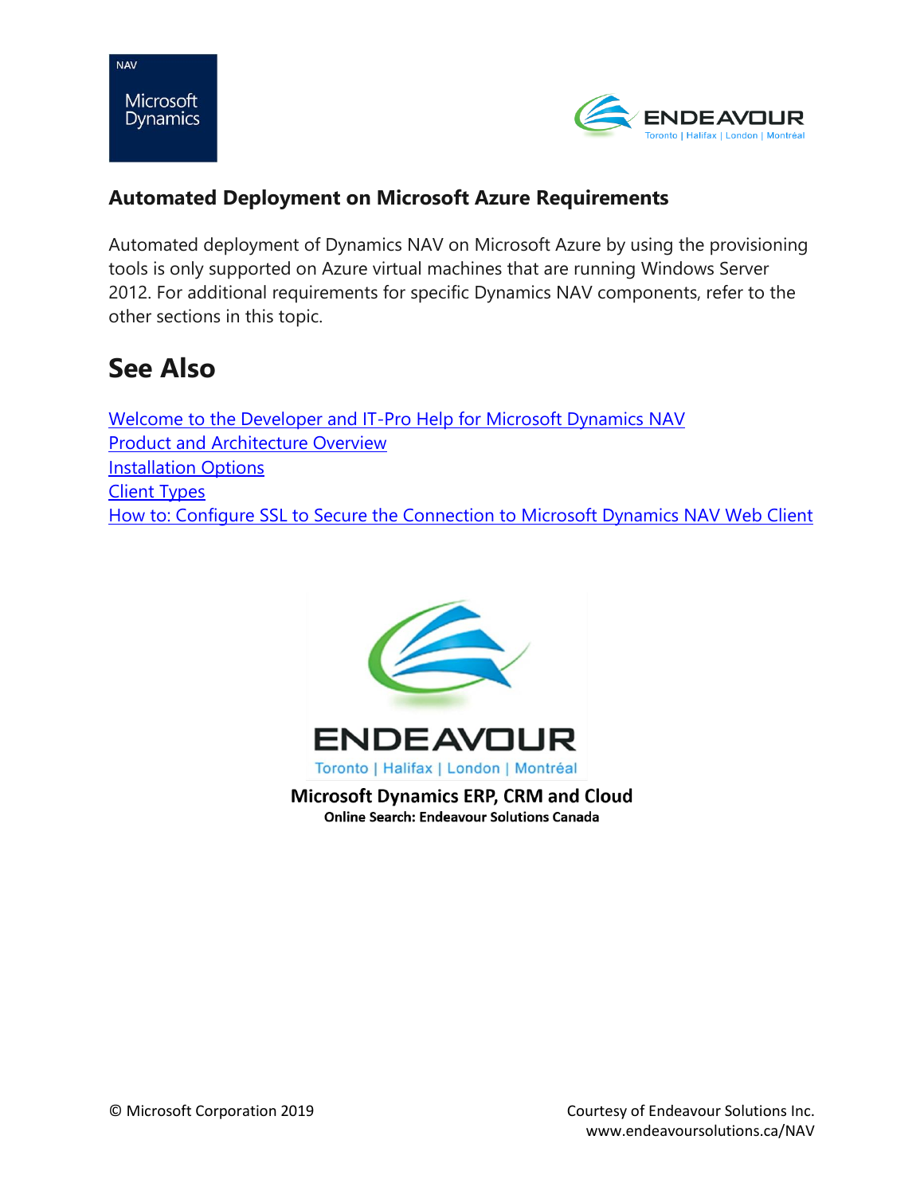### Automated Deployment on Microsoft Azure Requirements

Automated deployment of Dynamics NAV on Microsoft Azure by using the provisioning tools is only supported on Azure virtual machines that are running Windows Server 2012. For additional requirements for specific Dynamics NAV components, refer to the other sections in this topic.

## See Also

Welcome to the Developer and IT-Pro Help for Microsoft Dynamics NAV
Product and Architecture Overview
Installation Options
Client Types
How to: Configure SSL to Secure the Connection to Microsoft Dynamics NAV Web Client

**Microsoft Dynamics ERP, CRM and Cloud**
**Online Search: Endeavour Solutions Canada**